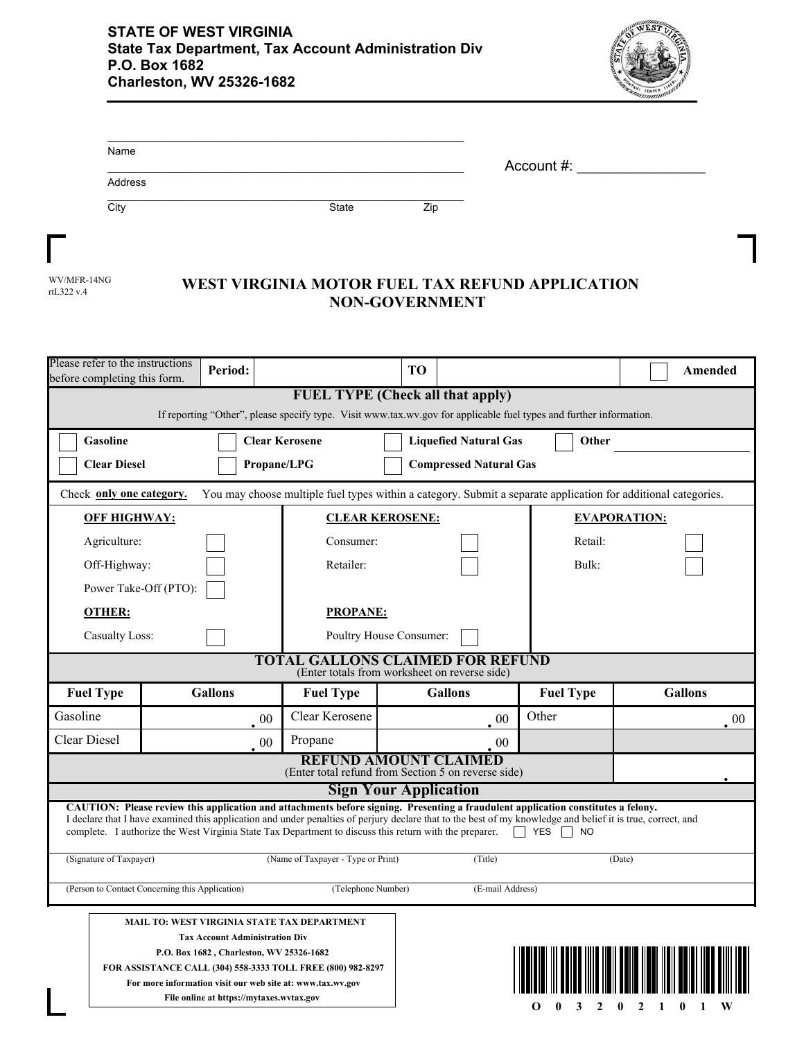**STATE OF WEST VIRGINIA**
**State Tax Department, Tax Account Administration Div**
**P.O. Box 1682**
**Charleston, WV 25326-1682**

Name

Address

City State Zip

Account #: ________________

WV/MFR-14NG
rtL322 v.4

# WEST VIRGINIA MOTOR FUEL TAX REFUND APPLICATION NON-GOVERNMENT

| Please refer to the instructions before completing this form. | **Period:** | | **TO** | | ☐ **Amended** |
|---|---|---|---|---|---|

## FUEL TYPE (Check all that apply)

If reporting "Other", please specify type. Visit www.tax.wv.gov for applicable fuel types and further information.

| | | | |
|---|---|---|---|
| ☐ **Gasoline** | ☐ **Clear Kerosene** | ☐ **Liquefied Natural Gas** | ☐ **Other** ________ |
| ☐ **Clear Diesel** | ☐ **Propane/LPG** | ☐ **Compressed Natural Gas** | |

Check **only one category.** You may choose multiple fuel types within a category. Submit a separate application for additional categories.

| **OFF HIGHWAY:** | **CLEAR KEROSENE:** | **EVAPORATION:** |
|---|---|---|
| Agriculture: ☐ | Consumer: ☐ | Retail: ☐ |
| Off-Highway: ☐ | Retailer: ☐ | Bulk: ☐ |
| Power Take-Off (PTO): ☐ | | |
| **OTHER:** | **PROPANE:** | |
| Casualty Loss: ☐ | Poultry House Consumer: ☐ | |

## TOTAL GALLONS CLAIMED FOR REFUND

(Enter totals from worksheet on reverse side)

| Fuel Type | Gallons | Fuel Type | Gallons | Fuel Type | Gallons |
|---|---|---|---|---|---|
| Gasoline | .00 | Clear Kerosene | .00 | Other | .00 |
| Clear Diesel | .00 | Propane | .00 | | |

## REFUND AMOUNT CLAIMED

(Enter total refund from Section 5 on reverse side) .

## Sign Your Application

**CAUTION: Please review this application and attachments before signing. Presenting a fraudulent application constitutes a felony.**
I declare that I have examined this application and under penalties of perjury declare that to the best of my knowledge and belief it is true, correct, and complete. I authorize the West Virginia State Tax Department to discuss this return with the preparer. ☐ YES ☐ NO

(Signature of Taxpayer) (Name of Taxpayer - Type or Print) (Title) (Date)

(Person to Contact Concerning this Application) (Telephone Number) (E-mail Address)

**MAIL TO: WEST VIRGINIA STATE TAX DEPARTMENT**
**Tax Account Administration Div**
**P.O. Box 1682 , Charleston, WV 25326-1682**
**FOR ASSISTANCE CALL (304) 558-3333 TOLL FREE (800) 982-8297**
**For more information visit our web site at: www.tax.wv.gov**
**File online at https://mytaxes.wvtax.gov**

O 0 3 2 0 2 1 0 1 W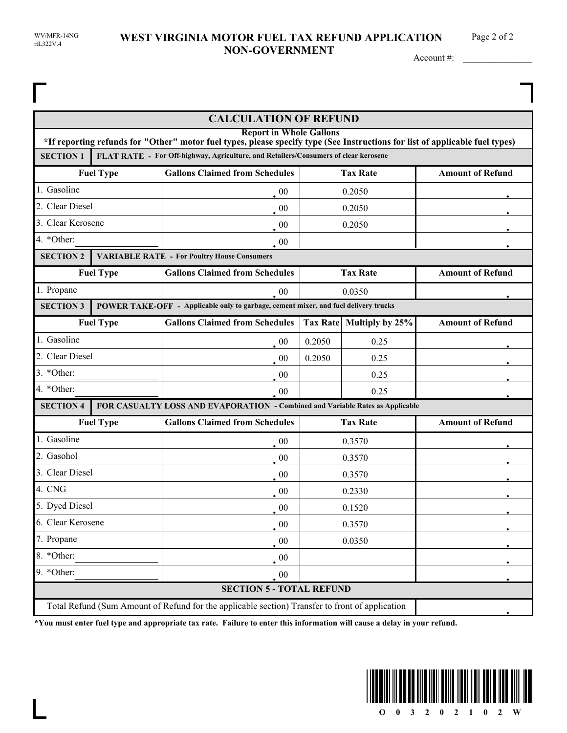WV/MFR-14NG
rtL322V.4

# WEST VIRGINIA MOTOR FUEL TAX REFUND APPLICATION NON-GOVERNMENT

Account #: _______________

## CALCULATION OF REFUND

**Report in Whole Gallons**

***If reporting refunds for "Other" motor fuel types, please specify type (See Instructions for list of applicable fuel types)**

| | | | |
|---|---|---|---|
| **SECTION 1** | **FLAT RATE - For Off-highway, Agriculture, and Retailers/Consumers of clear kerosene** | | |
| **Fuel Type** | **Gallons Claimed from Schedules** | **Tax Rate** | **Amount of Refund** |
| 1. Gasoline | . 00 | 0.2050 | . |
| 2. Clear Diesel | . 00 | 0.2050 | . |
| 3. Clear Kerosene | . 00 | 0.2050 | . |
| 4. *Other: ________ | . 00 | | . |
| **SECTION 2** | **VARIABLE RATE - For Poultry House Consumers** | | |
| **Fuel Type** | **Gallons Claimed from Schedules** | **Tax Rate** | **Amount of Refund** |
| 1. Propane | . 00 | 0.0350 | . |

| | | | | |
|---|---|---|---|---|
| **SECTION 3** | **POWER TAKE-OFF - Applicable only to garbage, cement mixer, and fuel delivery trucks** | | | |
| **Fuel Type** | **Gallons Claimed from Schedules** | **Tax Rate** | **Multiply by 25%** | **Amount of Refund** |
| 1. Gasoline | . 00 | 0.2050 | 0.25 | . |
| 2. Clear Diesel | . 00 | 0.2050 | 0.25 | . |
| 3. *Other: ________ | . 00 | | 0.25 | . |
| 4. *Other: ________ | . 00 | | 0.25 | . |

| | | | |
|---|---|---|---|
| **SECTION 4** | **FOR CASUALTY LOSS AND EVAPORATION - Combined and Variable Rates as Applicable** | | |
| **Fuel Type** | **Gallons Claimed from Schedules** | **Tax Rate** | **Amount of Refund** |
| 1. Gasoline | . 00 | 0.3570 | . |
| 2. Gasohol | . 00 | 0.3570 | . |
| 3. Clear Diesel | . 00 | 0.3570 | . |
| 4. CNG | . 00 | 0.2330 | . |
| 5. Dyed Diesel | . 00 | 0.1520 | . |
| 6. Clear Kerosene | . 00 | 0.3570 | . |
| 7. Propane | . 00 | 0.0350 | . |
| 8. *Other: ________ | . 00 | | . |
| 9. *Other: ________ | . 00 | | . |

| | |
|---|---|
| **SECTION 5 - TOTAL REFUND** | |
| Total Refund (Sum Amount of Refund for the applicable section) Transfer to front of application | . |

***You must enter fuel type and appropriate tax rate. Failure to enter this information will cause a delay in your refund.**

O 0 3 2 0 2 1 0 2 W